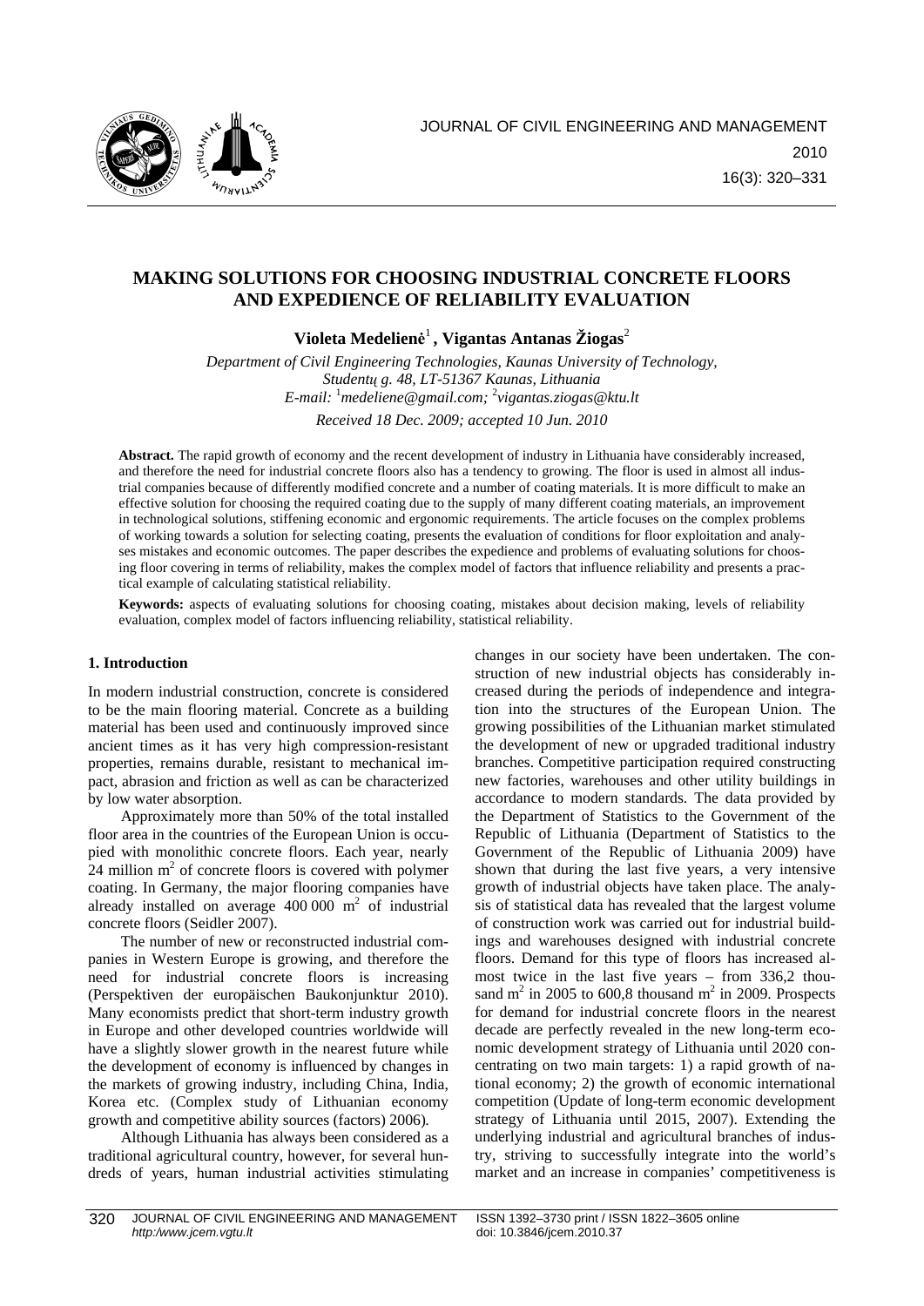# MAKING SOLUTIONS FOR CHOOSING INDUSTRIAL CONCRETE FLOORS AND EXPEDIENCE OF RELIABILITY EVALUATION

**Violeta Medelienė**[1]**, Vigantas Antanas Žiogas**[2]

*Department of Civil Engineering Technologies, Kaunas University of Technology, Studentų g. 48, LT-51367 Kaunas, Lithuania*
*E-mail:* [1]*medeliene@gmail.com;* [2]*vigantas.ziogas@ktu.lt*

*Received 18 Dec. 2009; accepted 10 Jun. 2010*

**Abstract.** The rapid growth of economy and the recent development of industry in Lithuania have considerably increased, and therefore the need for industrial concrete floors also has a tendency to growing. The floor is used in almost all industrial companies because of differently modified concrete and a number of coating materials. It is more difficult to make an effective solution for choosing the required coating due to the supply of many different coating materials, an improvement in technological solutions, stiffening economic and ergonomic requirements. The article focuses on the complex problems of working towards a solution for selecting coating, presents the evaluation of conditions for floor exploitation and analyses mistakes and economic outcomes. The paper describes the expedience and problems of evaluating solutions for choosing floor covering in terms of reliability, makes the complex model of factors that influence reliability and presents a practical example of calculating statistical reliability.

**Keywords:** aspects of evaluating solutions for choosing coating, mistakes about decision making, levels of reliability evaluation, complex model of factors influencing reliability, statistical reliability.

## 1. Introduction

In modern industrial construction, concrete is considered to be the main flooring material. Concrete as a building material has been used and continuously improved since ancient times as it has very high compression-resistant properties, remains durable, resistant to mechanical impact, abrasion and friction as well as can be characterized by low water absorption.

Approximately more than 50% of the total installed floor area in the countries of the European Union is occupied with monolithic concrete floors. Each year, nearly 24 million $m^2$ of concrete floors is covered with polymer coating. In Germany, the major flooring companies have already installed on average 400 000 $m^2$ of industrial concrete floors (Seidler 2007).

The number of new or reconstructed industrial companies in Western Europe is growing, and therefore the need for industrial concrete floors is increasing (Perspektiven der europäischen Baukonjunktur 2010). Many economists predict that short-term industry growth in Europe and other developed countries worldwide will have a slightly slower growth in the nearest future while the development of economy is influenced by changes in the markets of growing industry, including China, India, Korea etc. (Complex study of Lithuanian economy growth and competitive ability sources (factors) 2006).

Although Lithuania has always been considered as a traditional agricultural country, however, for several hundreds of years, human industrial activities stimulating changes in our society have been undertaken. The construction of new industrial objects has considerably increased during the periods of independence and integration into the structures of the European Union. The growing possibilities of the Lithuanian market stimulated the development of new or upgraded traditional industry branches. Competitive participation required constructing new factories, warehouses and other utility buildings in accordance to modern standards. The data provided by the Department of Statistics to the Government of the Republic of Lithuania (Department of Statistics to the Government of the Republic of Lithuania 2009) have shown that during the last five years, a very intensive growth of industrial objects have taken place. The analysis of statistical data has revealed that the largest volume of construction work was carried out for industrial buildings and warehouses designed with industrial concrete floors. Demand for this type of floors has increased almost twice in the last five years – from 336,2 thousand $m^2$ in 2005 to 600,8 thousand $m^2$ in 2009. Prospects for demand for industrial concrete floors in the nearest decade are perfectly revealed in the new long-term economic development strategy of Lithuania until 2020 concentrating on two main targets: 1) a rapid growth of national economy; 2) the growth of economic international competition (Update of long-term economic development strategy of Lithuania until 2015, 2007). Extending the underlying industrial and agricultural branches of industry, striving to successfully integrate into the world's market and an increase in companies' competitiveness is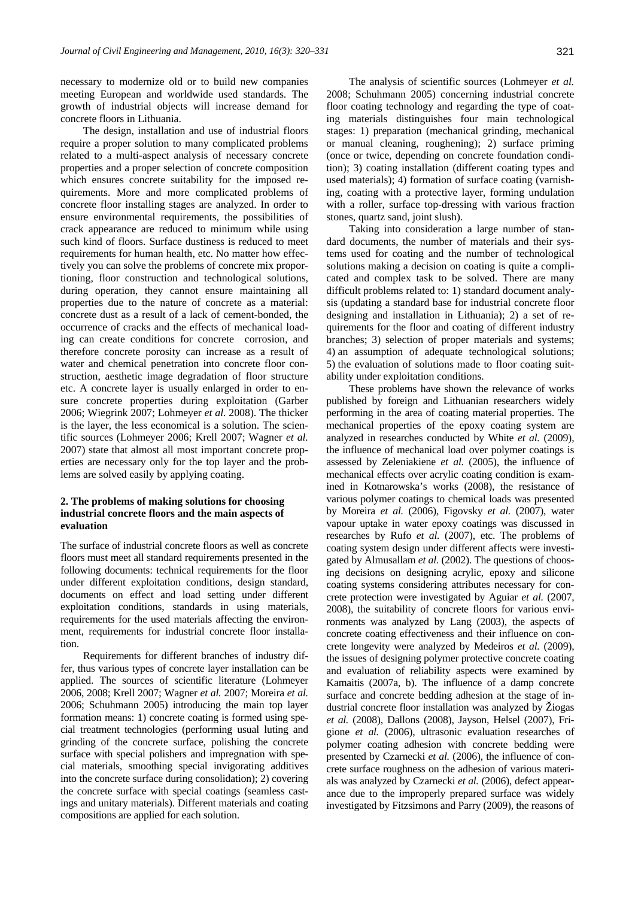necessary to modernize old or to build new companies meeting European and worldwide used standards. The growth of industrial objects will increase demand for concrete floors in Lithuania.

The design, installation and use of industrial floors require a proper solution to many complicated problems related to a multi-aspect analysis of necessary concrete properties and a proper selection of concrete composition which ensures concrete suitability for the imposed requirements. More and more complicated problems of concrete floor installing stages are analyzed. In order to ensure environmental requirements, the possibilities of crack appearance are reduced to minimum while using such kind of floors. Surface dustiness is reduced to meet requirements for human health, etc. No matter how effectively you can solve the problems of concrete mix proportioning, floor construction and technological solutions, during operation, they cannot ensure maintaining all properties due to the nature of concrete as a material: concrete dust as a result of a lack of cement-bonded, the occurrence of cracks and the effects of mechanical loading can create conditions for concrete corrosion, and therefore concrete porosity can increase as a result of water and chemical penetration into concrete floor construction, aesthetic image degradation of floor structure etc. A concrete layer is usually enlarged in order to ensure concrete properties during exploitation (Garber 2006; Wiegrink 2007; Lohmeyer *et al.* 2008). The thicker is the layer, the less economical is a solution. The scientific sources (Lohmeyer 2006; Krell 2007; Wagner *et al.* 2007) state that almost all most important concrete properties are necessary only for the top layer and the problems are solved easily by applying coating.

## 2. The problems of making solutions for choosing industrial concrete floors and the main aspects of evaluation

The surface of industrial concrete floors as well as concrete floors must meet all standard requirements presented in the following documents: technical requirements for the floor under different exploitation conditions, design standard, documents on effect and load setting under different exploitation conditions, standards in using materials, requirements for the used materials affecting the environment, requirements for industrial concrete floor installation.

Requirements for different branches of industry differ, thus various types of concrete layer installation can be applied. The sources of scientific literature (Lohmeyer 2006, 2008; Krell 2007; Wagner *et al.* 2007; Moreira *et al.* 2006; Schuhmann 2005) introducing the main top layer formation means: 1) concrete coating is formed using special treatment technologies (performing usual luting and grinding of the concrete surface, polishing the concrete surface with special polishers and impregnation with special materials, smoothing special invigorating additives into the concrete surface during consolidation); 2) covering the concrete surface with special coatings (seamless castings and unitary materials). Different materials and coating compositions are applied for each solution.

The analysis of scientific sources (Lohmeyer *et al.* 2008; Schuhmann 2005) concerning industrial concrete floor coating technology and regarding the type of coating materials distinguishes four main technological stages: 1) preparation (mechanical grinding, mechanical or manual cleaning, roughening); 2) surface priming (once or twice, depending on concrete foundation condition); 3) coating installation (different coating types and used materials); 4) formation of surface coating (varnishing, coating with a protective layer, forming undulation with a roller, surface top-dressing with various fraction stones, quartz sand, joint slush).

Taking into consideration a large number of standard documents, the number of materials and their systems used for coating and the number of technological solutions making a decision on coating is quite a complicated and complex task to be solved. There are many difficult problems related to: 1) standard document analysis (updating a standard base for industrial concrete floor designing and installation in Lithuania); 2) a set of requirements for the floor and coating of different industry branches; 3) selection of proper materials and systems; 4) an assumption of adequate technological solutions; 5) the evaluation of solutions made to floor coating suitability under exploitation conditions.

These problems have shown the relevance of works published by foreign and Lithuanian researchers widely performing in the area of coating material properties. The mechanical properties of the epoxy coating system are analyzed in researches conducted by White *et al.* (2009), the influence of mechanical load over polymer coatings is assessed by Zeleniakiene *et al.* (2005), the influence of mechanical effects over acrylic coating condition is examined in Kotnarowska's works (2008), the resistance of various polymer coatings to chemical loads was presented by Moreira *et al.* (2006), Figovsky *et al.* (2007), water vapour uptake in water epoxy coatings was discussed in researches by Rufo *et al.* (2007), etc. The problems of coating system design under different affects were investigated by Almusallam *et al.* (2002). The questions of choosing decisions on designing acrylic, epoxy and silicone coating systems considering attributes necessary for concrete protection were investigated by Aguiar *et al.* (2007, 2008), the suitability of concrete floors for various environments was analyzed by Lang (2003), the aspects of concrete coating effectiveness and their influence on concrete longevity were analyzed by Medeiros *et al.* (2009), the issues of designing polymer protective concrete coating and evaluation of reliability aspects were examined by Kamaitis (2007a, b). The influence of a damp concrete surface and concrete bedding adhesion at the stage of industrial concrete floor installation was analyzed by Žiogas *et al.* (2008), Dallons (2008), Jayson, Helsel (2007), Frigione *et al.* (2006), ultrasonic evaluation researches of polymer coating adhesion with concrete bedding were presented by Czarnecki *et al.* (2006), the influence of concrete surface roughness on the adhesion of various materials was analyzed by Czarnecki *et al.* (2006), defect appearance due to the improperly prepared surface was widely investigated by Fitzsimons and Parry (2009), the reasons of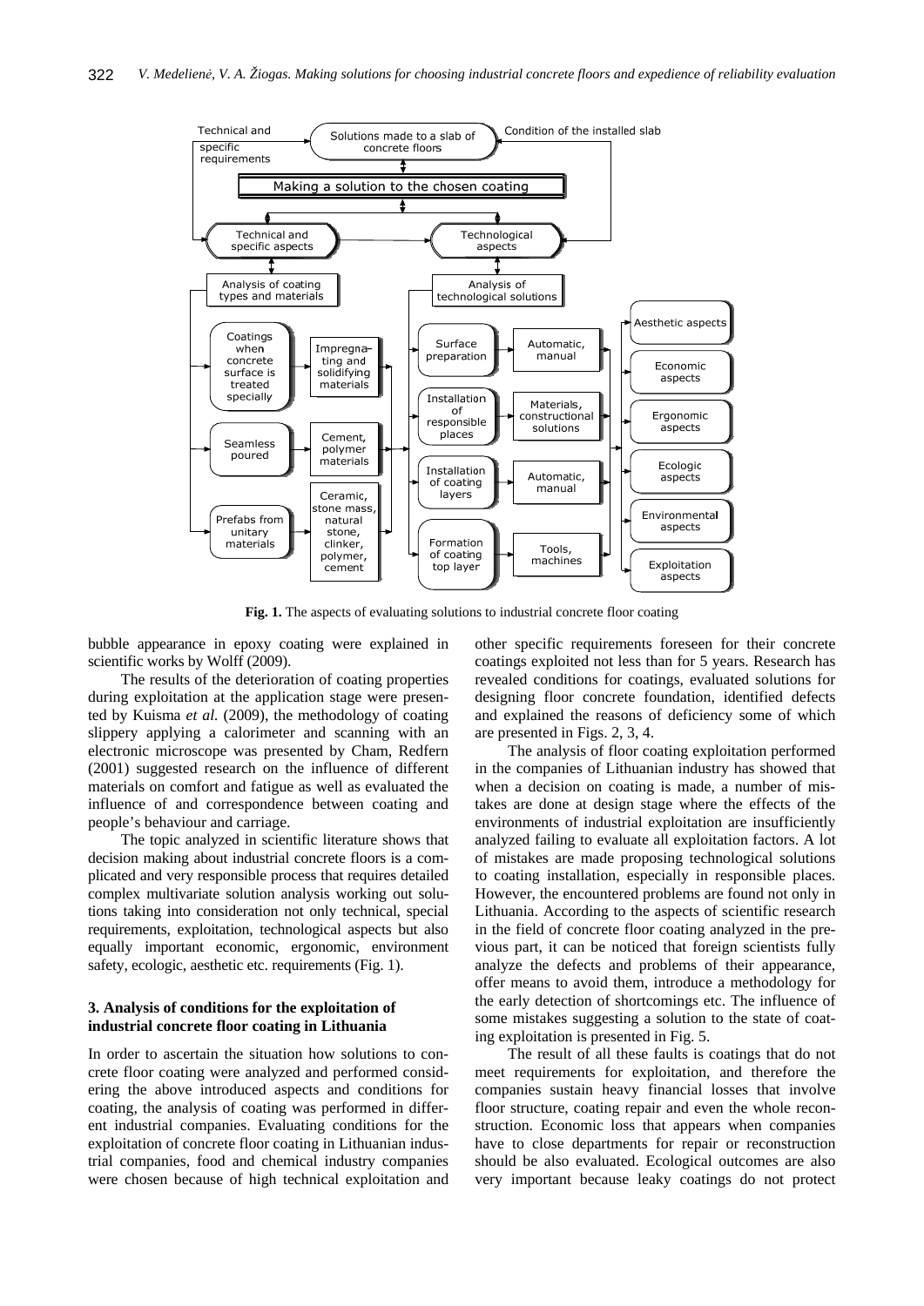**Fig. 1.** The aspects of evaluating solutions to industrial concrete floor coating

bubble appearance in epoxy coating were explained in scientific works by Wolff (2009).

The results of the deterioration of coating properties during exploitation at the application stage were presented by Kuisma *et al.* (2009), the methodology of coating slippery applying a calorimeter and scanning with an electronic microscope was presented by Cham, Redfern (2001) suggested research on the influence of different materials on comfort and fatigue as well as evaluated the influence of and correspondence between coating and people's behaviour and carriage.

The topic analyzed in scientific literature shows that decision making about industrial concrete floors is a complicated and very responsible process that requires detailed complex multivariate solution analysis working out solutions taking into consideration not only technical, special requirements, exploitation, technological aspects but also equally important economic, ergonomic, environment safety, ecologic, aesthetic etc. requirements (Fig. 1).

## 3. Analysis of conditions for the exploitation of industrial concrete floor coating in Lithuania

In order to ascertain the situation how solutions to concrete floor coating were analyzed and performed considering the above introduced aspects and conditions for coating, the analysis of coating was performed in different industrial companies. Evaluating conditions for the exploitation of concrete floor coating in Lithuanian industrial companies, food and chemical industry companies were chosen because of high technical exploitation and other specific requirements foreseen for their concrete coatings exploited not less than for 5 years. Research has revealed conditions for coatings, evaluated solutions for designing floor concrete foundation, identified defects and explained the reasons of deficiency some of which are presented in Figs. 2, 3, 4.

The analysis of floor coating exploitation performed in the companies of Lithuanian industry has showed that when a decision on coating is made, a number of mistakes are done at design stage where the effects of the environments of industrial exploitation are insufficiently analyzed failing to evaluate all exploitation factors. A lot of mistakes are made proposing technological solutions to coating installation, especially in responsible places. However, the encountered problems are found not only in Lithuania. According to the aspects of scientific research in the field of concrete floor coating analyzed in the previous part, it can be noticed that foreign scientists fully analyze the defects and problems of their appearance, offer means to avoid them, introduce a methodology for the early detection of shortcomings etc. The influence of some mistakes suggesting a solution to the state of coating exploitation is presented in Fig. 5.

The result of all these faults is coatings that do not meet requirements for exploitation, and therefore the companies sustain heavy financial losses that involve floor structure, coating repair and even the whole reconstruction. Economic loss that appears when companies have to close departments for repair or reconstruction should be also evaluated. Ecological outcomes are also very important because leaky coatings do not protect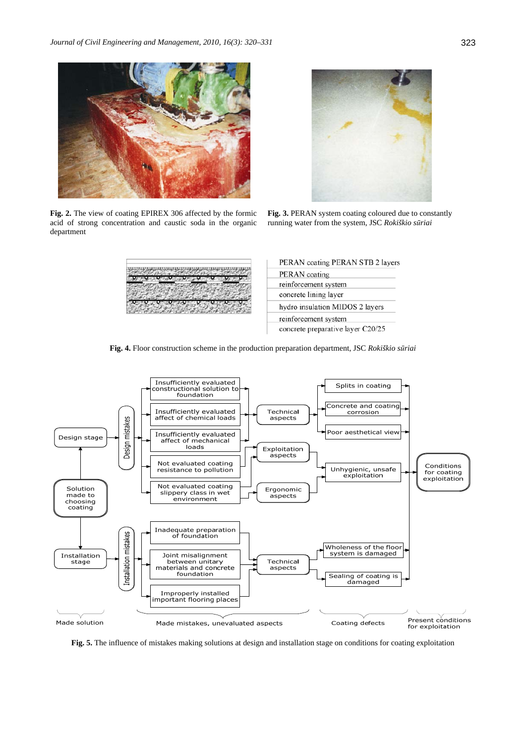**Fig. 2.** The view of coating EPIREX 306 affected by the formic acid of strong concentration and caustic soda in the organic department

**Fig. 3.** PERAN system coating coloured due to constantly running water from the system, JSC *Rokiškio sūriai*

PERAN coating PERAN STB 2 layers
PERAN coating
reinforcement system
concrete lining layer
hydro insulation MIDOS 2 layers
reinforcement system
concrete preparative layer C20/25

**Fig. 4.** Floor construction scheme in the production preparation department, JSC *Rokiškio sūriai*

**Fig. 5.** The influence of mistakes making solutions at design and installation stage on conditions for coating exploitation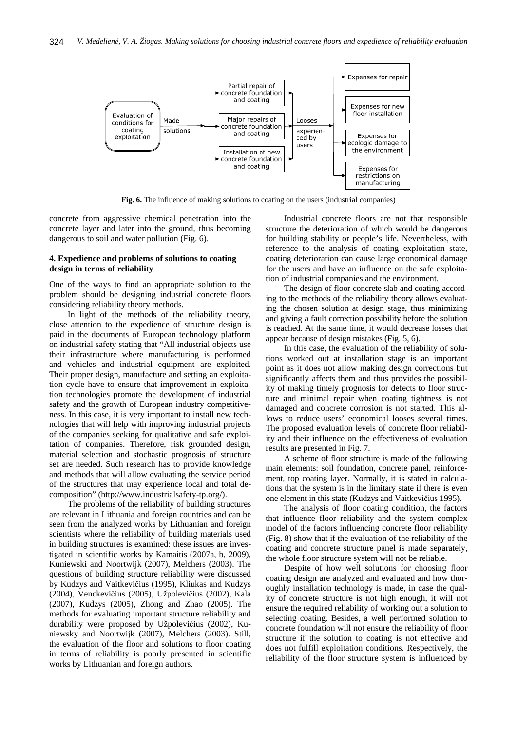Evaluation of conditions for coating exploitation → Made solutions → Partial repair of concrete foundation and coating / Major repairs of concrete foundation and coating / Installation of new concrete foundation and coating → Looses experienced by users → Expenses for repair / Expenses for new floor installation / Expenses for ecologic damage to the environment / Expenses for restrictions on manufacturing

**Fig. 6.** The influence of making solutions to coating on the users (industrial companies)

concrete from aggressive chemical penetration into the concrete layer and later into the ground, thus becoming dangerous to soil and water pollution (Fig. 6).

## 4. Expedience and problems of solutions to coating design in terms of reliability

One of the ways to find an appropriate solution to the problem should be designing industrial concrete floors considering reliability theory methods.

In light of the methods of the reliability theory, close attention to the expedience of structure design is paid in the documents of European technology platform on industrial safety stating that "All industrial objects use their infrastructure where manufacturing is performed and vehicles and industrial equipment are exploited. Their proper design, manufacture and setting an exploitation cycle have to ensure that improvement in exploitation technologies promote the development of industrial safety and the growth of European industry competitiveness. In this case, it is very important to install new technologies that will help with improving industrial projects of the companies seeking for qualitative and safe exploitation of companies. Therefore, risk grounded design, material selection and stochastic prognosis of structure set are needed. Such research has to provide knowledge and methods that will allow evaluating the service period of the structures that may experience local and total decomposition" (http://www.industrialsafety-tp.org/).

The problems of the reliability of building structures are relevant in Lithuania and foreign countries and can be seen from the analyzed works by Lithuanian and foreign scientists where the reliability of building materials used in building structures is examined: these issues are investigated in scientific works by Kamaitis (2007a, b, 2009), Kuniewski and Noortwijk (2007), Melchers (2003). The questions of building structure reliability were discussed by Kudzys and Vaitkevičius (1995), Kliukas and Kudzys (2004), Venckevičius (2005), Užpolevičius (2002), Kala (2007), Kudzys (2005), Zhong and Zhao (2005). The methods for evaluating important structure reliability and durability were proposed by Užpolevičius (2002), Kuniewsky and Noortwijk (2007), Melchers (2003). Still, the evaluation of the floor and solutions to floor coating in terms of reliability is poorly presented in scientific works by Lithuanian and foreign authors.

Industrial concrete floors are not that responsible structure the deterioration of which would be dangerous for building stability or people's life. Nevertheless, with reference to the analysis of coating exploitation state, coating deterioration can cause large economical damage for the users and have an influence on the safe exploitation of industrial companies and the environment.

The design of floor concrete slab and coating according to the methods of the reliability theory allows evaluating the chosen solution at design stage, thus minimizing and giving a fault correction possibility before the solution is reached. At the same time, it would decrease losses that appear because of design mistakes (Fig. 5, 6).

In this case, the evaluation of the reliability of solutions worked out at installation stage is an important point as it does not allow making design corrections but significantly affects them and thus provides the possibility of making timely prognosis for defects to floor structure and minimal repair when coating tightness is not damaged and concrete corrosion is not started. This allows to reduce users' economical looses several times. The proposed evaluation levels of concrete floor reliability and their influence on the effectiveness of evaluation results are presented in Fig. 7.

A scheme of floor structure is made of the following main elements: soil foundation, concrete panel, reinforcement, top coating layer. Normally, it is stated in calculations that the system is in the limitary state if there is even one element in this state (Kudzys and Vaitkevičius 1995).

The analysis of floor coating condition, the factors that influence floor reliability and the system complex model of the factors influencing concrete floor reliability (Fig. 8) show that if the evaluation of the reliability of the coating and concrete structure panel is made separately, the whole floor structure system will not be reliable.

Despite of how well solutions for choosing floor coating design are analyzed and evaluated and how thoroughly installation technology is made, in case the quality of concrete structure is not high enough, it will not ensure the required reliability of working out a solution to selecting coating. Besides, a well performed solution to concrete foundation will not ensure the reliability of floor structure if the solution to coating is not effective and does not fulfill exploitation conditions. Respectively, the reliability of the floor structure system is influenced by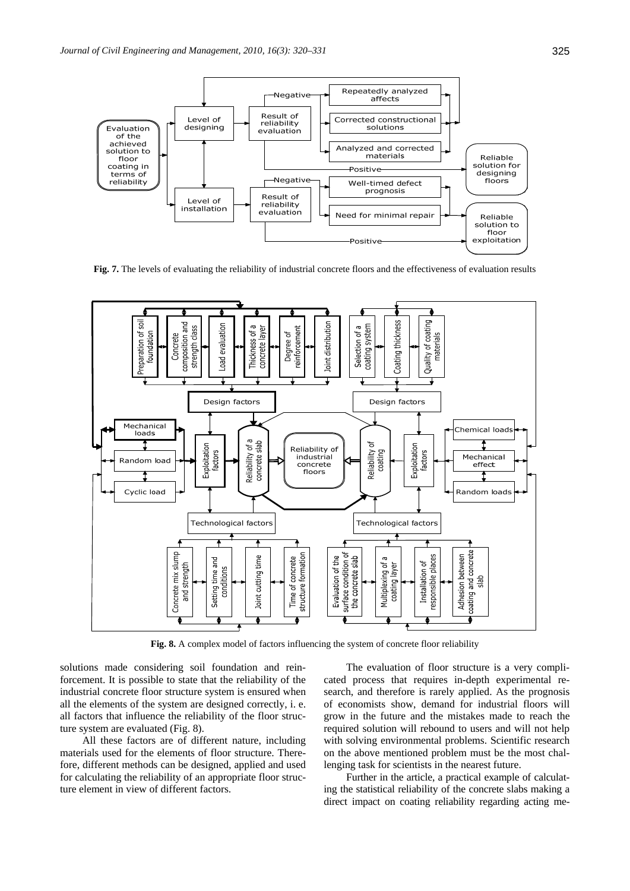**Fig. 7.** The levels of evaluating the reliability of industrial concrete floors and the effectiveness of evaluation results

**Fig. 8.** A complex model of factors influencing the system of concrete floor reliability

solutions made considering soil foundation and reinforcement. It is possible to state that the reliability of the industrial concrete floor structure system is ensured when all the elements of the system are designed correctly, i. e. all factors that influence the reliability of the floor structure system are evaluated (Fig. 8).

All these factors are of different nature, including materials used for the elements of floor structure. Therefore, different methods can be designed, applied and used for calculating the reliability of an appropriate floor structure element in view of different factors.

The evaluation of floor structure is a very complicated process that requires in-depth experimental research, and therefore is rarely applied. As the prognosis of economists show, demand for industrial floors will grow in the future and the mistakes made to reach the required solution will rebound to users and will not help with solving environmental problems. Scientific research on the above mentioned problem must be the most challenging task for scientists in the nearest future.

Further in the article, a practical example of calculating the statistical reliability of the concrete slabs making a direct impact on coating reliability regarding acting me-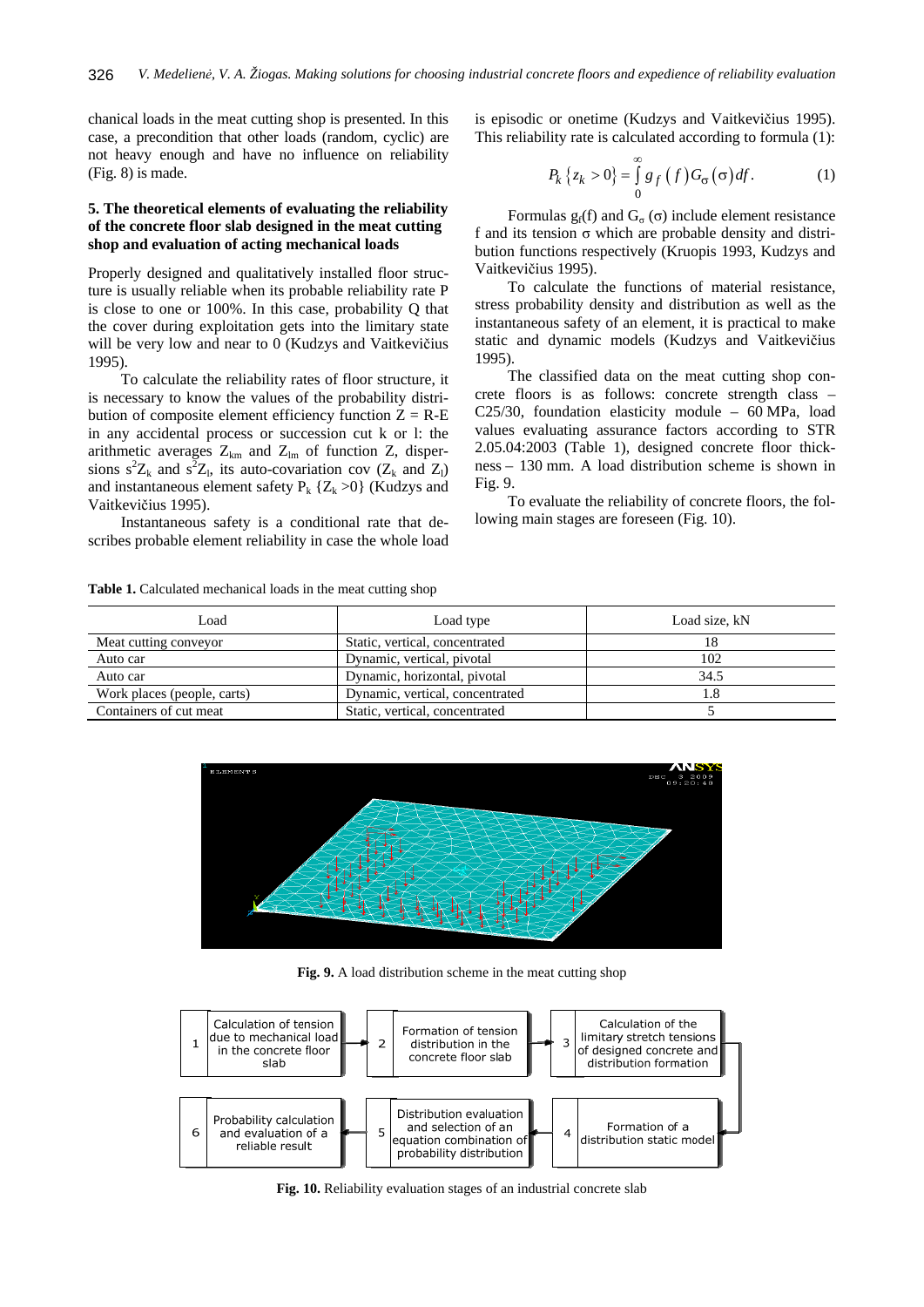chanical loads in the meat cutting shop is presented. In this case, a precondition that other loads (random, cyclic) are not heavy enough and have no influence on reliability (Fig. 8) is made.

## 5. The theoretical elements of evaluating the reliability of the concrete floor slab designed in the meat cutting shop and evaluation of acting mechanical loads

Properly designed and qualitatively installed floor structure is usually reliable when its probable reliability rate P is close to one or 100%. In this case, probability Q that the cover during exploitation gets into the limitary state will be very low and near to 0 (Kudzys and Vaitkevičius 1995).

To calculate the reliability rates of floor structure, it is necessary to know the values of the probability distribution of composite element efficiency function $Z = R\text{-}E$ in any accidental process or succession cut k or l: the arithmetic averages $Z_{km}$ and $Z_{lm}$ of function Z, dispersions $s^2Z_k$ and $s^2Z_l$, its auto-covariation cov ($Z_k$ and $Z_l$) and instantaneous element safety $P_k\{Z_k > 0\}$ (Kudzys and Vaitkevičius 1995).

Instantaneous safety is a conditional rate that describes probable element reliability in case the whole load is episodic or onetime (Kudzys and Vaitkevičius 1995). This reliability rate is calculated according to formula (1):

$$P_k\{z_k > 0\} = \int_0^{\infty} g_f(f) G_\sigma(\sigma) df. \tag{1}$$

Formulas $g_f(f)$ and $G_\sigma(\sigma)$ include element resistance f and its tension σ which are probable density and distribution functions respectively (Kruopis 1993, Kudzys and Vaitkevičius 1995).

To calculate the functions of material resistance, stress probability density and distribution as well as the instantaneous safety of an element, it is practical to make static and dynamic models (Kudzys and Vaitkevičius 1995).

The classified data on the meat cutting shop concrete floors is as follows: concrete strength class – C25/30, foundation elasticity module – 60 MPa, load values evaluating assurance factors according to STR 2.05.04:2003 (Table 1), designed concrete floor thickness – 130 mm. A load distribution scheme is shown in Fig. 9.

To evaluate the reliability of concrete floors, the following main stages are foreseen (Fig. 10).

**Table 1.** Calculated mechanical loads in the meat cutting shop

| Load | Load type | Load size, kN |
|---|---|---|
| Meat cutting conveyor | Static, vertical, concentrated | 18 |
| Auto car | Dynamic, vertical, pivotal | 102 |
| Auto car | Dynamic, horizontal, pivotal | 34.5 |
| Work places (people, carts) | Dynamic, vertical, concentrated | 1.8 |
| Containers of cut meat | Static, vertical, concentrated | 5 |

**Fig. 9.** A load distribution scheme in the meat cutting shop

1 Calculation of tension due to mechanical load in the concrete floor slab → 2 Formation of tension distribution in the concrete floor slab → 3 Calculation of the limitary stretch tensions of designed concrete and distribution formation → 4 Formation of a distribution static model → 5 Distribution evaluation and selection of an equation combination of probability distribution → 6 Probability calculation and evaluation of a reliable result

**Fig. 10.** Reliability evaluation stages of an industrial concrete slab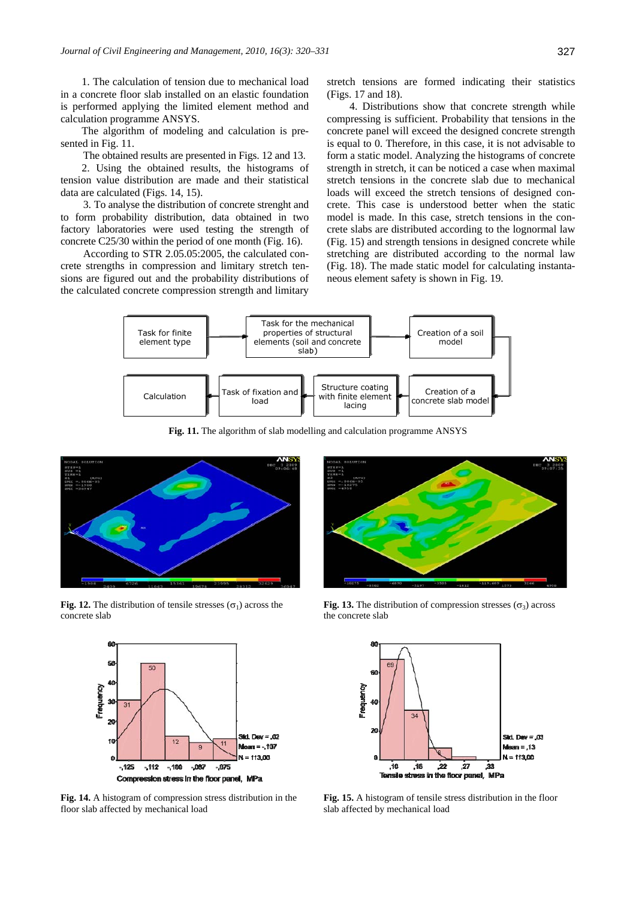1. The calculation of tension due to mechanical load in a concrete floor slab installed on an elastic foundation is performed applying the limited element method and calculation programme ANSYS.

The algorithm of modeling and calculation is presented in Fig. 11.

The obtained results are presented in Figs. 12 and 13.

2. Using the obtained results, the histograms of tension value distribution are made and their statistical data are calculated (Figs. 14, 15).

3. To analyse the distribution of concrete strenght and to form probability distribution, data obtained in two factory laboratories were used testing the strength of concrete C25/30 within the period of one month (Fig. 16).

According to STR 2.05.05:2005, the calculated concrete strengths in compression and limitary stretch tensions are figured out and the probability distributions of the calculated concrete compression strength and limitary stretch tensions are formed indicating their statistics (Figs. 17 and 18).

4. Distributions show that concrete strength while compressing is sufficient. Probability that tensions in the concrete panel will exceed the designed concrete strength is equal to 0. Therefore, in this case, it is not advisable to form a static model. Analyzing the histograms of concrete strength in stretch, it can be noticed a case when maximal stretch tensions in the concrete slab due to mechanical loads will exceed the stretch tensions of designed concrete. This case is understood better when the static model is made. In this case, stretch tensions in the concrete slabs are distributed according to the lognormal law (Fig. 15) and strength tensions in designed concrete while stretching are distributed according to the normal law (Fig. 18). The made static model for calculating instantaneous element safety is shown in Fig. 19.

Task for finite element type → Task for the mechanical properties of structural elements (soil and concrete slab) → Creation of a soil model → Creation of a concrete slab model → Structure coating with finite element lacing → Task of fixation and load → Calculation

**Fig. 11.** The algorithm of slab modelling and calculation programme ANSYS

**Fig. 12.** The distribution of tensile stresses ($\sigma_1$) across the concrete slab

**Fig. 13.** The distribution of compression stresses ($\sigma_3$) across the concrete slab

**Fig. 14.** A histogram of compression stress distribution in the floor slab affected by mechanical load

**Fig. 15.** A histogram of tensile stress distribution in the floor slab affected by mechanical load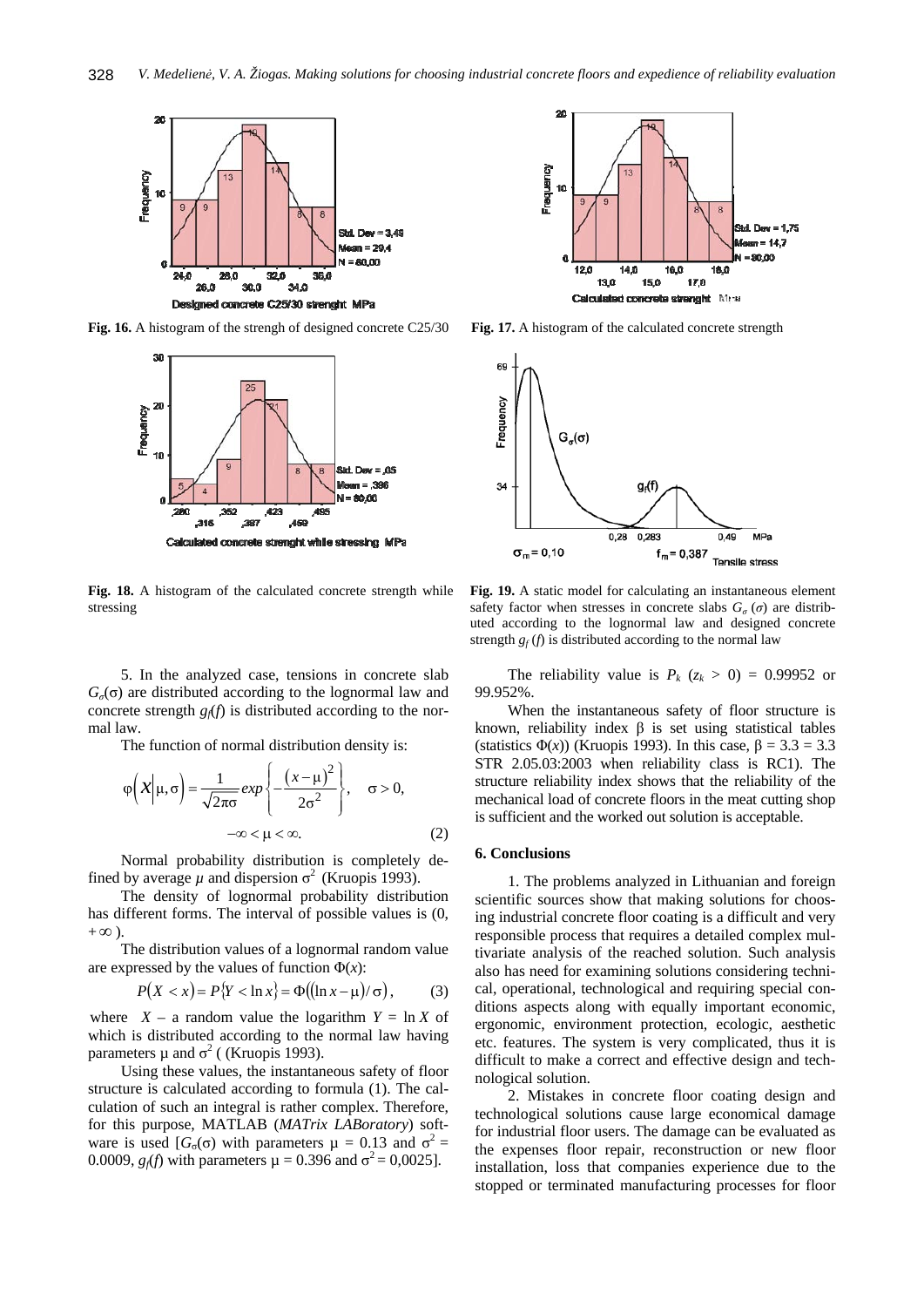Fig. 16. A histogram of the strengh of designed concrete C25/30

Fig. 17. A histogram of the calculated concrete strength

Fig. 18. A histogram of the calculated concrete strength while stressing

Fig. 19. A static model for calculating an instantaneous element safety factor when stresses in concrete slabs $G_\sigma(\sigma)$ are distributed according to the lognormal law and designed concrete strength $g_f(f)$ is distributed according to the normal law

5. In the analyzed case, tensions in concrete slab $G_\sigma(\sigma)$ are distributed according to the lognormal law and concrete strength $g_f(f)$ is distributed according to the normal law.

The function of normal distribution density is:

$$\varphi\left(X\middle|\mu,\sigma\right)=\frac{1}{\sqrt{2\pi}\sigma}exp\left\{-\frac{\left(x-\mu\right)^2}{2\sigma^2}\right\},\quad \sigma>0,$$
$$-\infty<\mu<\infty. \tag{2}$$

Normal probability distribution is completely defined by average $\mu$ and dispersion $\sigma^2$ (Kruopis 1993).

The density of lognormal probability distribution has different forms. The interval of possible values is $(0, +\infty)$.

The distribution values of a lognormal random value are expressed by the values of function $\Phi(x)$:

$$P(X<x)=P\{Y<\ln x\}=\Phi((\ln x-\mu)/\sigma), \tag{3}$$

where $X$ – a random value the logarithm $Y = \ln X$ of which is distributed according to the normal law having parameters $\mu$ and $\sigma^2$ ( (Kruopis 1993).

Using these values, the instantaneous safety of floor structure is calculated according to formula (1). The calculation of such an integral is rather complex. Therefore, for this purpose, MATLAB (*MATrix LABoratory*) software is used [$G_\sigma(\sigma)$ with parameters $\mu = 0.13$ and $\sigma^2 = 0.0009$, $g_f(f)$ with parameters $\mu = 0.396$ and $\sigma^2 = 0{,}0025$].

The reliability value is $P_k$ ($z_k > 0$) = 0.99952 or 99.952%.

When the instantaneous safety of floor structure is known, reliability index $\beta$ is set using statistical tables (statistics $\Phi(x)$) (Kruopis 1993). In this case, $\beta = 3.3 = 3.3$ STR 2.05.03:2003 when reliability class is RC1). The structure reliability index shows that the reliability of the mechanical load of concrete floors in the meat cutting shop is sufficient and the worked out solution is acceptable.

## 6. Conclusions

1. The problems analyzed in Lithuanian and foreign scientific sources show that making solutions for choosing industrial concrete floor coating is a difficult and very responsible process that requires a detailed complex multivariate analysis of the reached solution. Such analysis also has need for examining solutions considering technical, operational, technological and requiring special conditions aspects along with equally important economic, ergonomic, environment protection, ecologic, aesthetic etc. features. The system is very complicated, thus it is difficult to make a correct and effective design and technological solution.

2. Mistakes in concrete floor coating design and technological solutions cause large economical damage for industrial floor users. The damage can be evaluated as the expenses floor repair, reconstruction or new floor installation, loss that companies experience due to the stopped or terminated manufacturing processes for floor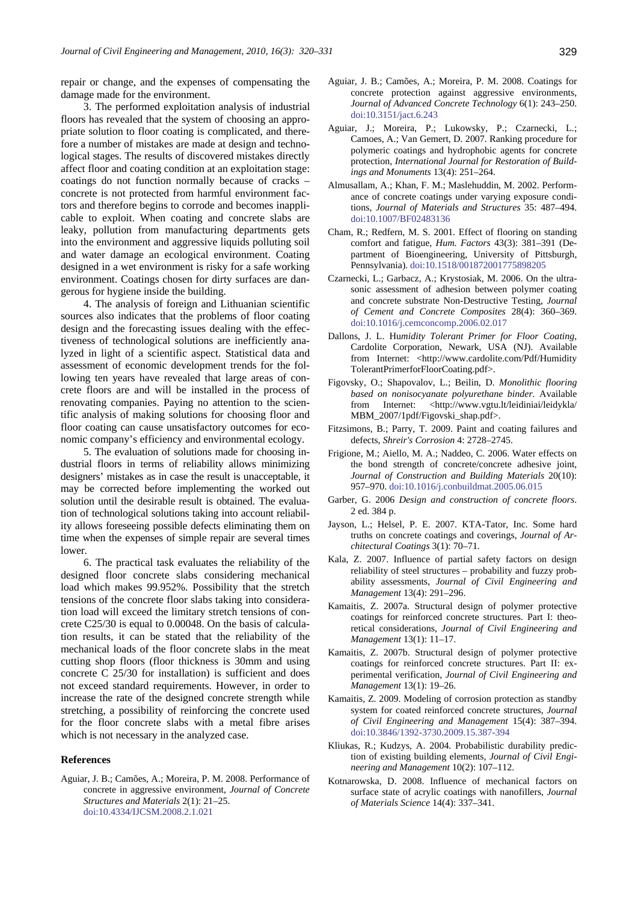repair or change, and the expenses of compensating the damage made for the environment.

3. The performed exploitation analysis of industrial floors has revealed that the system of choosing an appropriate solution to floor coating is complicated, and therefore a number of mistakes are made at design and technological stages. The results of discovered mistakes directly affect floor and coating condition at an exploitation stage: coatings do not function normally because of cracks – concrete is not protected from harmful environment factors and therefore begins to corrode and becomes inapplicable to exploit. When coating and concrete slabs are leaky, pollution from manufacturing departments gets into the environment and aggressive liquids polluting soil and water damage an ecological environment. Coating designed in a wet environment is risky for a safe working environment. Coatings chosen for dirty surfaces are dangerous for hygiene inside the building.

4. The analysis of foreign and Lithuanian scientific sources also indicates that the problems of floor coating design and the forecasting issues dealing with the effectiveness of technological solutions are inefficiently analyzed in light of a scientific aspect. Statistical data and assessment of economic development trends for the following ten years have revealed that large areas of concrete floors are and will be installed in the process of renovating companies. Paying no attention to the scientific analysis of making solutions for choosing floor and floor coating can cause unsatisfactory outcomes for economic company's efficiency and environmental ecology.

5. The evaluation of solutions made for choosing industrial floors in terms of reliability allows minimizing designers' mistakes as in case the result is unacceptable, it may be corrected before implementing the worked out solution until the desirable result is obtained. The evaluation of technological solutions taking into account reliability allows foreseeing possible defects eliminating them on time when the expenses of simple repair are several times lower.

6. The practical task evaluates the reliability of the designed floor concrete slabs considering mechanical load which makes 99.952%. Possibility that the stretch tensions of the concrete floor slabs taking into consideration load will exceed the limitary stretch tensions of concrete C25/30 is equal to 0.00048. On the basis of calculation results, it can be stated that the reliability of the mechanical loads of the floor concrete slabs in the meat cutting shop floors (floor thickness is 30mm and using concrete C 25/30 for installation) is sufficient and does not exceed standard requirements. However, in order to increase the rate of the designed concrete strength while stretching, a possibility of reinforcing the concrete used for the floor concrete slabs with a metal fibre arises which is not necessary in the analyzed case.

## References

Aguiar, J. B.; Camões, A.; Moreira, P. M. 2008. Performance of concrete in aggressive environment, *Journal of Concrete Structures and Materials* 2(1): 21–25. doi:10.4334/IJCSM.2008.2.1.021

Aguiar, J. B.; Camões, A.; Moreira, P. M. 2008. Coatings for concrete protection against aggressive environments, *Journal of Advanced Concrete Technology* 6(1): 243–250. doi:10.3151/jact.6.243

Aguiar, J.; Moreira, P.; Lukowsky, P.; Czarnecki, L.; Camoes, A.; Van Gemert, D. 2007. Ranking procedure for polymeric coatings and hydrophobic agents for concrete protection, *International Journal for Restoration of Buildings and Monuments* 13(4): 251–264.

Almusallam, A.; Khan, F. M.; Maslehuddin, M. 2002. Performance of concrete coatings under varying exposure conditions, *Journal of Materials and Structures* 35: 487–494. doi:10.1007/BF02483136

Cham, R.; Redfern, M. S. 2001. Effect of flooring on standing comfort and fatigue, *Hum. Factors* 43(3): 381–391 (Department of Bioengineering, University of Pittsburgh, Pennsylvania). doi:10.1518/001872001775898205

Czarnecki, L.; Garbacz, A.; Krystosiak, M. 2006. On the ultrasonic assessment of adhesion between polymer coating and concrete substrate Non-Destructive Testing, *Journal of Cement and Concrete Composites* 28(4): 360–369. doi:10.1016/j.cemconcomp.2006.02.017

Dallons, J. L. H*umidity Tolerant Primer for Floor Coating*, Cardolite Corporation, Newark, USA (NJ). Available from Internet: <http://www.cardolite.com/Pdf/Humidity TolerantPrimerforFloorCoating.pdf>.

Figovsky, O.; Shapovalov, L.; Beilin, D. *Monolithic flooring based on nonisocyanate polyurethane binder*. Available from Internet: <http://www.vgtu.lt/leidiniai/leidykla/MBM_2007/1pdf/Figovski_shap.pdf>.

Fitzsimons, B.; Parry, T. 2009. Paint and coating failures and defects, *Shreir's Corrosion* 4: 2728–2745.

Frigione, M.; Aiello, M. A.; Naddeo, C. 2006. Water effects on the bond strength of concrete/concrete adhesive joint, *Journal of Construction and Building Materials* 20(10): 957–970. doi:10.1016/j.conbuildmat.2005.06.015

Garber, G. 2006 *Design and construction of concrete floors*. 2 ed. 384 p.

Jayson, L.; Helsel, P. E. 2007. KTA-Tator, Inc. Some hard truths on concrete coatings and coverings, *Journal of Architectural Coatings* 3(1): 70–71.

Kala, Z. 2007. Influence of partial safety factors on design reliability of steel structures – probability and fuzzy probability assessments, *Journal of Civil Engineering and Management* 13(4): 291–296.

Kamaitis, Z. 2007a. Structural design of polymer protective coatings for reinforced concrete structures. Part I: theoretical considerations, *Journal of Civil Engineering and Management* 13(1): 11–17.

Kamaitis, Z. 2007b. Structural design of polymer protective coatings for reinforced concrete structures. Part II: experimental verification, *Journal of Civil Engineering and Management* 13(1): 19–26.

Kamaitis, Z. 2009. Modeling of corrosion protection as standby system for coated reinforced concrete structures, *Journal of Civil Engineering and Management* 15(4): 387–394. doi:10.3846/1392-3730.2009.15.387-394

Kliukas, R.; Kudzys, A. 2004. Probabilistic durability prediction of existing building elements, *Journal of Civil Engineering and Management* 10(2): 107–112.

Kotnarowska, D. 2008. Influence of mechanical factors on surface state of acrylic coatings with nanofillers, *Journal of Materials Science* 14(4): 337–341.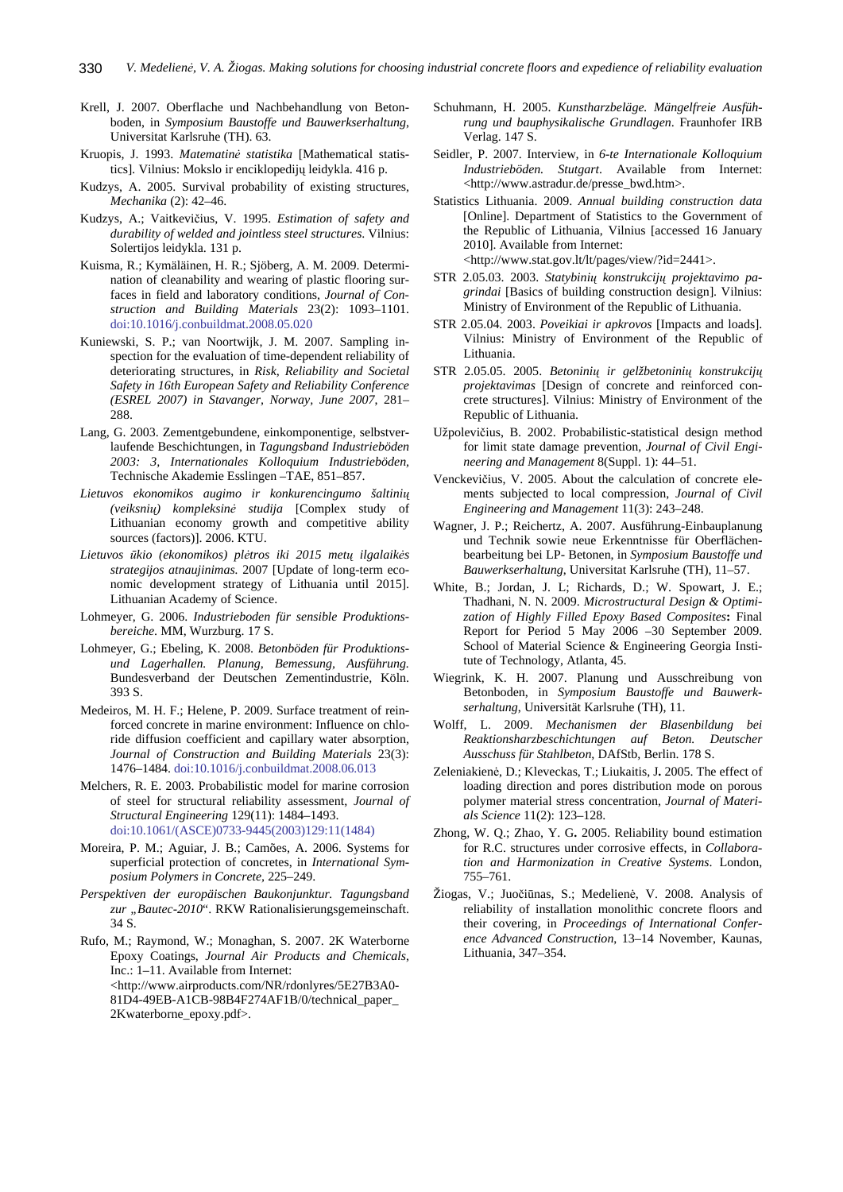Krell, J. 2007. Oberflache und Nachbehandlung von Betonboden, in *Symposium Baustoffe und Bauwerkserhaltung*, Universitat Karlsruhe (TH). 63.

Kruopis, J. 1993. *Matematinė statistika* [Mathematical statistics]. Vilnius: Mokslo ir enciklopedijų leidykla. 416 p.

Kudzys, A. 2005. Survival probability of existing structures, *Mechanika* (2): 42–46.

Kudzys, A.; Vaitkevičius, V. 1995. *Estimation of safety and durability of welded and jointless steel structures*. Vilnius: Solertijos leidykla. 131 p.

Kuisma, R.; Kymäläinen, H. R.; Sjöberg, A. M. 2009. Determination of cleanability and wearing of plastic flooring surfaces in field and laboratory conditions, *Journal of Construction and Building Materials* 23(2): 1093–1101. doi:10.1016/j.conbuildmat.2008.05.020

Kuniewski, S. P.; van Noortwijk, J. M. 2007. Sampling inspection for the evaluation of time-dependent reliability of deteriorating structures, in *Risk, Reliability and Societal Safety in 16th European Safety and Reliability Conference (ESREL 2007) in Stavanger, Norway, June 2007*, 281–288.

Lang, G. 2003. Zementgebundene, einkomponentige, selbstverlaufende Beschichtungen, in *Tagungsband Industrieböden 2003: 3, Internationales Kolloquium Industrieböden*, Technische Akademie Esslingen –TAE, 851–857.

*Lietuvos ekonomikos augimo ir konkurencingumo šaltinių (veiksnių) kompleksinė studija* [Complex study of Lithuanian economy growth and competitive ability sources (factors)]. 2006. KTU.

*Lietuvos ūkio (ekonomikos) plėtros iki 2015 metų ilgalaikės strategijos atnaujinimas.* 2007 [Update of long-term economic development strategy of Lithuania until 2015]. Lithuanian Academy of Science.

Lohmeyer, G. 2006. *Industrieboden für sensible Produktionsbereiche*. MM, Wurzburg. 17 S.

Lohmeyer, G.; Ebeling, K. 2008. *Betonböden für Produktions- und Lagerhallen. Planung, Bemessung, Ausführung.* Bundesverband der Deutschen Zementindustrie, Köln. 393 S.

Medeiros, M. H. F.; Helene, P. 2009. Surface treatment of reinforced concrete in marine environment: Influence on chloride diffusion coefficient and capillary water absorption, *Journal of Construction and Building Materials* 23(3): 1476–1484. doi:10.1016/j.conbuildmat.2008.06.013

Melchers, R. E. 2003. Probabilistic model for marine corrosion of steel for structural reliability assessment, *Journal of Structural Engineering* 129(11): 1484–1493. doi:10.1061/(ASCE)0733-9445(2003)129:11(1484)

Moreira, P. M.; Aguiar, J. B.; Camões, A. 2006. Systems for superficial protection of concretes, in *International Symposium Polymers in Concrete,* 225–249.

*Perspektiven der europäischen Baukonjunktur. Tagungsband zur „Bautec-2010"*. RKW Rationalisierungsgemeinschaft. 34 S.

Rufo, M.; Raymond, W.; Monaghan, S. 2007. 2K Waterborne Epoxy Coatings, *Journal Air Products and Chemicals*, Inc.: 1–11. Available from Internet: <http://www.airproducts.com/NR/rdonlyres/5E27B3A0-81D4-49EB-A1CB-98B4F274AF1B/0/technical_paper_2Kwaterborne_epoxy.pdf>.

Schuhmann, H. 2005. *Kunstharzbeläge. Mängelfreie Ausführung und bauphysikalische Grundlagen*. Fraunhofer IRB Verlag. 147 S.

Seidler, P. 2007. Interview, in *6-te Internationale Kolloquium Industrieböden. Stutgart*. Available from Internet: <http://www.astradur.de/presse_bwd.htm>.

Statistics Lithuania. 2009. *Annual building construction data* [Online]. Department of Statistics to the Government of the Republic of Lithuania, Vilnius [accessed 16 January 2010]. Available from Internet: <http://www.stat.gov.lt/lt/pages/view/?id=2441>.

STR 2.05.03. 2003. *Statybinių konstrukcijų projektavimo pagrindai* [Basics of building construction design]. Vilnius: Ministry of Environment of the Republic of Lithuania.

STR 2.05.04. 2003. *Poveikiai ir apkrovos* [Impacts and loads]. Vilnius: Ministry of Environment of the Republic of Lithuania.

STR 2.05.05. 2005. *Betoninių ir gelžbetoninių konstrukcijų projektavimas* [Design of concrete and reinforced concrete structures]. Vilnius: Ministry of Environment of the Republic of Lithuania.

Užpolevičius, B. 2002. Probabilistic-statistical design method for limit state damage prevention, *Journal of Civil Engineering and Management* 8(Suppl. 1): 44–51.

Venckevičius, V. 2005. About the calculation of concrete elements subjected to local compression, *Journal of Civil Engineering and Management* 11(3): 243–248.

Wagner, J. P.; Reichertz, A. 2007. Ausführung-Einbauplanung und Technik sowie neue Erkenntnisse für Oberflächenbearbeitung bei LP- Betonen, in *Symposium Baustoffe und Bauwerkserhaltung*, Universitat Karlsruhe (TH), 11–57.

White, B.; Jordan, J. L; Richards, D.; W. Spowart, J. E.; Thadhani, N. N. 2009. *Microstructural Design & Optimization of Highly Filled Epoxy Based Composites***:** Final Report for Period 5 May 2006 –30 September 2009. School of Material Science & Engineering Georgia Institute of Technology, Atlanta, 45.

Wiegrink, K. H. 2007. Planung und Ausschreibung von Betonboden, in *Symposium Baustoffe und Bauwerkserhaltung*, Universität Karlsruhe (TH), 11.

Wolff, L. 2009. *Mechanismen der Blasenbildung bei Reaktionsharzbeschichtungen auf Beton. Deutscher Ausschuss für Stahlbeton*, DAfStb, Berlin. 178 S.

Zeleniakienė, D.; Kleveckas, T.; Liukaitis, J**.** 2005. The effect of loading direction and pores distribution mode on porous polymer material stress concentration, *Journal of Materials Science* 11(2): 123–128.

Zhong, W. Q.; Zhao, Y. G**.** 2005. Reliability bound estimation for R.C. structures under corrosive effects, in *Collaboration and Harmonization in Creative Systems*. London, 755–761.

Žiogas, V.; Juočiūnas, S.; Medelienė, V. 2008. Analysis of reliability of installation monolithic concrete floors and their covering, in *Proceedings of International Conference Advanced Construction*, 13–14 November, Kaunas, Lithuania, 347–354.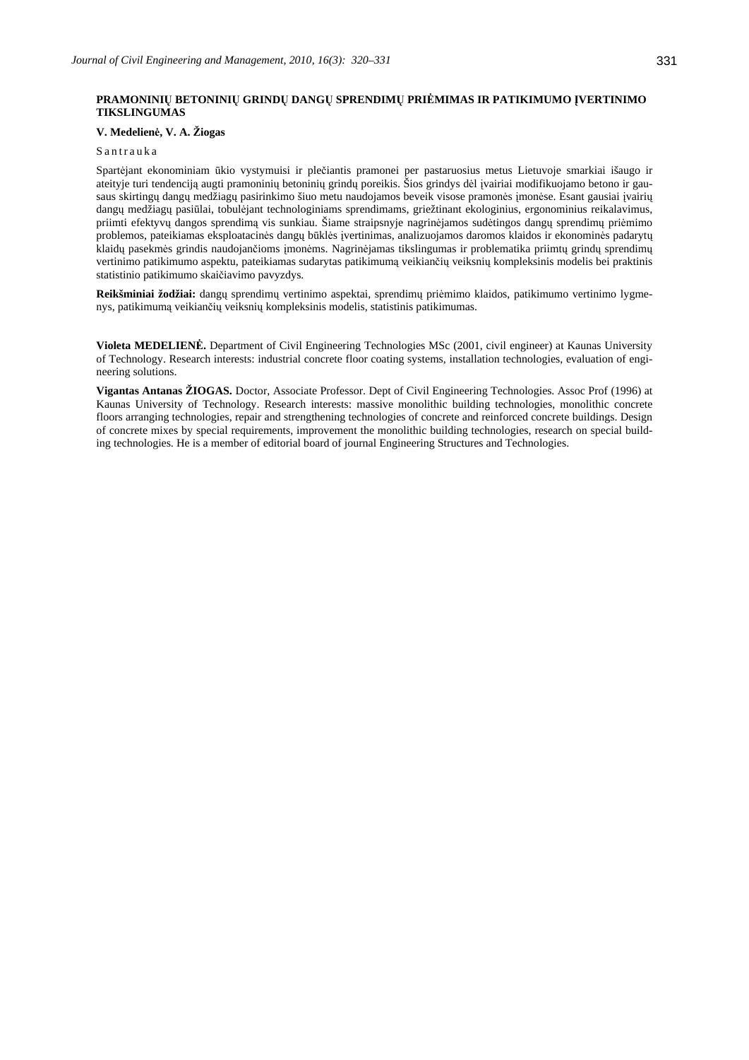## PRAMONINIŲ BETONINIŲ GRINDŲ DANGŲ SPRENDIMŲ PRIĖMIMAS IR PATIKIMUMO ĮVERTINIMO TIKSLINGUMAS

**V. Medelienė, V. A. Žiogas**

Santrauka

Spartėjant ekonominiam ūkio vystymuisi ir plečiantis pramonei per pastaruosius metus Lietuvoje smarkiai išaugo ir ateityje turi tendenciją augti pramoninių betoninių grindų poreikis. Šios grindys dėl įvairiai modifikuojamo betono ir gausaus skirtingų dangų medžiagų pasirinkimo šiuo metu naudojamos beveik visose pramonės įmonėse. Esant gausiai įvairių dangų medžiagų pasiūlai, tobulėjant technologiniams sprendimams, griežtinant ekologinius, ergonominius reikalavimus, priimti efektyvų dangos sprendimą vis sunkiau. Šiame straipsnyje nagrinėjamos sudėtingos dangų sprendimų priėmimo problemos, pateikiamas eksploatacinės dangų būklės įvertinimas, analizuojamos daromos klaidos ir ekonominės padarytų klaidų pasekmės grindis naudojančioms įmonėms. Nagrinėjamas tikslingumas ir problematika priimtų grindų sprendimų vertinimo patikimumo aspektu, pateikiamas sudarytas patikimumą veikiančių veiksnių kompleksinis modelis bei praktinis statistinio patikimumo skaičiavimo pavyzdys.

**Reikšminiai žodžiai:** dangų sprendimų vertinimo aspektai, sprendimų priėmimo klaidos, patikimumo vertinimo lygmenys, patikimumą veikiančių veiksnių kompleksinis modelis, statistinis patikimumas.

**Violeta MEDELIENĖ.** Department of Civil Engineering Technologies MSc (2001, civil engineer) at Kaunas University of Technology. Research interests: industrial concrete floor coating systems, installation technologies, evaluation of engineering solutions.

**Vigantas Antanas ŽIOGAS.** Doctor, Associate Professor. Dept of Civil Engineering Technologies. Assoc Prof (1996) at Kaunas University of Technology. Research interests: massive monolithic building technologies, monolithic concrete floors arranging technologies, repair and strengthening technologies of concrete and reinforced concrete buildings. Design of concrete mixes by special requirements, improvement the monolithic building technologies, research on special building technologies. He is a member of editorial board of journal Engineering Structures and Technologies.